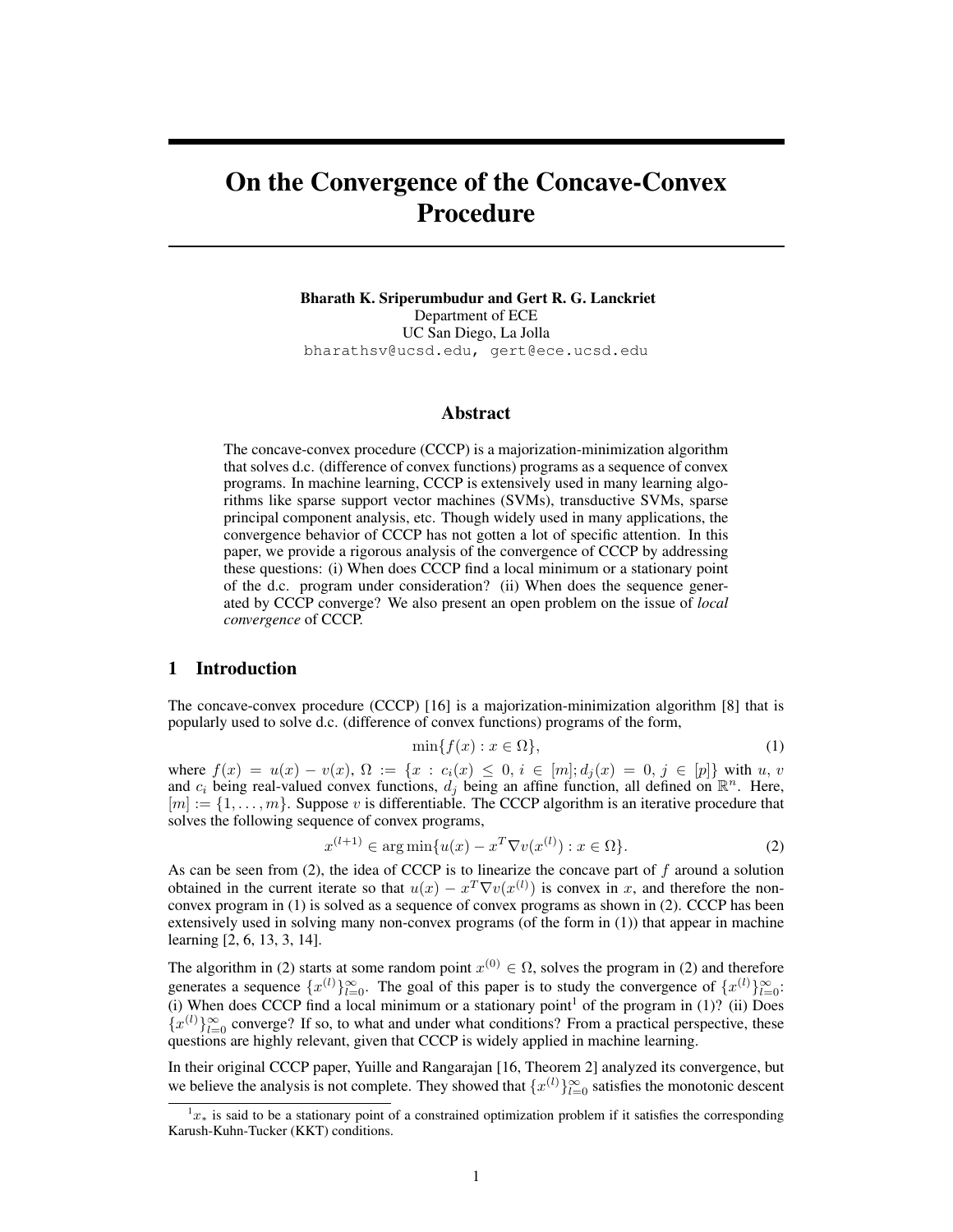# On the Convergence of the Concave-Convex Procedure

**Bharath K. Sriperumbudur and Gert R. G. Lanckriet**
Department of ECE
UC San Diego, La Jolla
bharathsv@ucsd.edu, gert@ece.ucsd.edu

## Abstract

The concave-convex procedure (CCCP) is a majorization-minimization algorithm that solves d.c. (difference of convex functions) programs as a sequence of convex programs. In machine learning, CCCP is extensively used in many learning algorithms like sparse support vector machines (SVMs), transductive SVMs, sparse principal component analysis, etc. Though widely used in many applications, the convergence behavior of CCCP has not gotten a lot of specific attention. In this paper, we provide a rigorous analysis of the convergence of CCCP by addressing these questions: (i) When does CCCP find a local minimum or a stationary point of the d.c. program under consideration? (ii) When does the sequence generated by CCCP converge? We also present an open problem on the issue of *local convergence* of CCCP.

## 1 Introduction

The concave-convex procedure (CCCP) [16] is a majorization-minimization algorithm [8] that is popularly used to solve d.c. (difference of convex functions) programs of the form,

$$\min\{f(x) : x \in \Omega\}, \tag{1}$$

where $f(x) = u(x) - v(x)$, $\Omega := \{x : c_i(x) \leq 0, i \in [m]; d_j(x) = 0, j \in [p]\}$ with $u$, $v$ and $c_i$ being real-valued convex functions, $d_j$ being an affine function, all defined on $\mathbb{R}^n$. Here, $[m] := \{1, \ldots, m\}$. Suppose $v$ is differentiable. The CCCP algorithm is an iterative procedure that solves the following sequence of convex programs,

$$x^{(l+1)} \in \arg\min\{u(x) - x^T \nabla v(x^{(l)}) : x \in \Omega\}. \tag{2}$$

As can be seen from (2), the idea of CCCP is to linearize the concave part of $f$ around a solution obtained in the current iterate so that $u(x) - x^T \nabla v(x^{(l)})$ is convex in $x$, and therefore the non-convex program in (1) is solved as a sequence of convex programs as shown in (2). CCCP has been extensively used in solving many non-convex programs (of the form in (1)) that appear in machine learning [2, 6, 13, 3, 14].

The algorithm in (2) starts at some random point $x^{(0)} \in \Omega$, solves the program in (2) and therefore generates a sequence $\{x^{(l)}\}_{l=0}^{\infty}$. The goal of this paper is to study the convergence of $\{x^{(l)}\}_{l=0}^{\infty}$: (i) When does CCCP find a local minimum or a stationary point[1] of the program in (1)? (ii) Does $\{x^{(l)}\}_{l=0}^{\infty}$ converge? If so, to what and under what conditions? From a practical perspective, these questions are highly relevant, given that CCCP is widely applied in machine learning.

In their original CCCP paper, Yuille and Rangarajan [16, Theorem 2] analyzed its convergence, but we believe the analysis is not complete. They showed that $\{x^{(l)}\}_{l=0}^{\infty}$ satisfies the monotonic descent

[1] $x_*$ is said to be a stationary point of a constrained optimization problem if it satisfies the corresponding Karush-Kuhn-Tucker (KKT) conditions.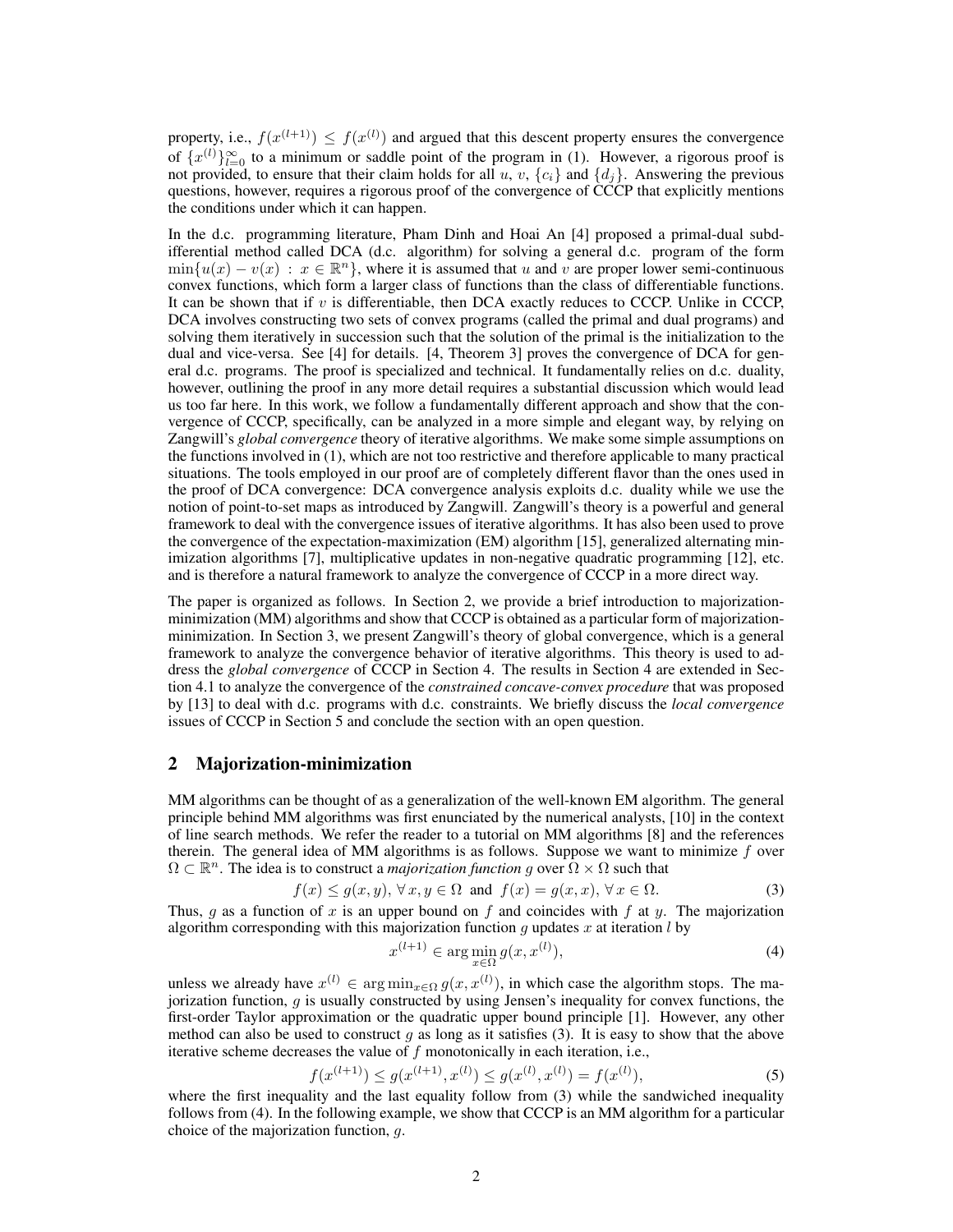property, i.e., $f(x^{(l+1)}) \le f(x^{(l)})$ and argued that this descent property ensures the convergence of $\{x^{(l)}\}_{l=0}^{\infty}$ to a minimum or saddle point of the program in (1). However, a rigorous proof is not provided, to ensure that their claim holds for all $u$, $v$, $\{c_i\}$ and $\{d_j\}$. Answering the previous questions, however, requires a rigorous proof of the convergence of CCCP that explicitly mentions the conditions under which it can happen.

In the d.c. programming literature, Pham Dinh and Hoai An [4] proposed a primal-dual subdifferential method called DCA (d.c. algorithm) for solving a general d.c. program of the form $\min\{u(x) - v(x) : x \in \mathbb{R}^n\}$, where it is assumed that $u$ and $v$ are proper lower semi-continuous convex functions, which form a larger class of functions than the class of differentiable functions. It can be shown that if $v$ is differentiable, then DCA exactly reduces to CCCP. Unlike in CCCP, DCA involves constructing two sets of convex programs (called the primal and dual programs) and solving them iteratively in succession such that the solution of the primal is the initialization to the dual and vice-versa. See [4] for details. [4, Theorem 3] proves the convergence of DCA for general d.c. programs. The proof is specialized and technical. It fundamentally relies on d.c. duality, however, outlining the proof in any more detail requires a substantial discussion which would lead us too far here. In this work, we follow a fundamentally different approach and show that the convergence of CCCP, specifically, can be analyzed in a more simple and elegant way, by relying on Zangwill's *global convergence* theory of iterative algorithms. We make some simple assumptions on the functions involved in (1), which are not too restrictive and therefore applicable to many practical situations. The tools employed in our proof are of completely different flavor than the ones used in the proof of DCA convergence: DCA convergence analysis exploits d.c. duality while we use the notion of point-to-set maps as introduced by Zangwill. Zangwill's theory is a powerful and general framework to deal with the convergence issues of iterative algorithms. It has also been used to prove the convergence of the expectation-maximization (EM) algorithm [15], generalized alternating minimization algorithms [7], multiplicative updates in non-negative quadratic programming [12], etc. and is therefore a natural framework to analyze the convergence of CCCP in a more direct way.

The paper is organized as follows. In Section 2, we provide a brief introduction to majorization-minimization (MM) algorithms and show that CCCP is obtained as a particular form of majorization-minimization. In Section 3, we present Zangwill's theory of global convergence, which is a general framework to analyze the convergence behavior of iterative algorithms. This theory is used to address the *global convergence* of CCCP in Section 4. The results in Section 4 are extended in Section 4.1 to analyze the convergence of the *constrained concave-convex procedure* that was proposed by [13] to deal with d.c. programs with d.c. constraints. We briefly discuss the *local convergence* issues of CCCP in Section 5 and conclude the section with an open question.

## 2 Majorization-minimization

MM algorithms can be thought of as a generalization of the well-known EM algorithm. The general principle behind MM algorithms was first enunciated by the numerical analysts, [10] in the context of line search methods. We refer the reader to a tutorial on MM algorithms [8] and the references therein. The general idea of MM algorithms is as follows. Suppose we want to minimize $f$ over $\Omega \subset \mathbb{R}^n$. The idea is to construct a *majorization function* $g$ over $\Omega \times \Omega$ such that

$$f(x) \le g(x,y),\ \forall\, x,y \in \Omega \ \text{ and } \ f(x) = g(x,x),\ \forall\, x \in \Omega. \tag{3}$$

Thus, $g$ as a function of $x$ is an upper bound on $f$ and coincides with $f$ at $y$. The majorization algorithm corresponding with this majorization function $g$ updates $x$ at iteration $l$ by

$$x^{(l+1)} \in \arg\min_{x\in\Omega} g(x, x^{(l)}), \tag{4}$$

unless we already have $x^{(l)} \in \arg\min_{x\in\Omega} g(x, x^{(l)})$, in which case the algorithm stops. The majorization function, $g$ is usually constructed by using Jensen's inequality for convex functions, the first-order Taylor approximation or the quadratic upper bound principle [1]. However, any other method can also be used to construct $g$ as long as it satisfies (3). It is easy to show that the above iterative scheme decreases the value of $f$ monotonically in each iteration, i.e.,

$$f(x^{(l+1)}) \le g(x^{(l+1)}, x^{(l)}) \le g(x^{(l)}, x^{(l)}) = f(x^{(l)}), \tag{5}$$

where the first inequality and the last equality follow from (3) while the sandwiched inequality follows from (4). In the following example, we show that CCCP is an MM algorithm for a particular choice of the majorization function, $g$.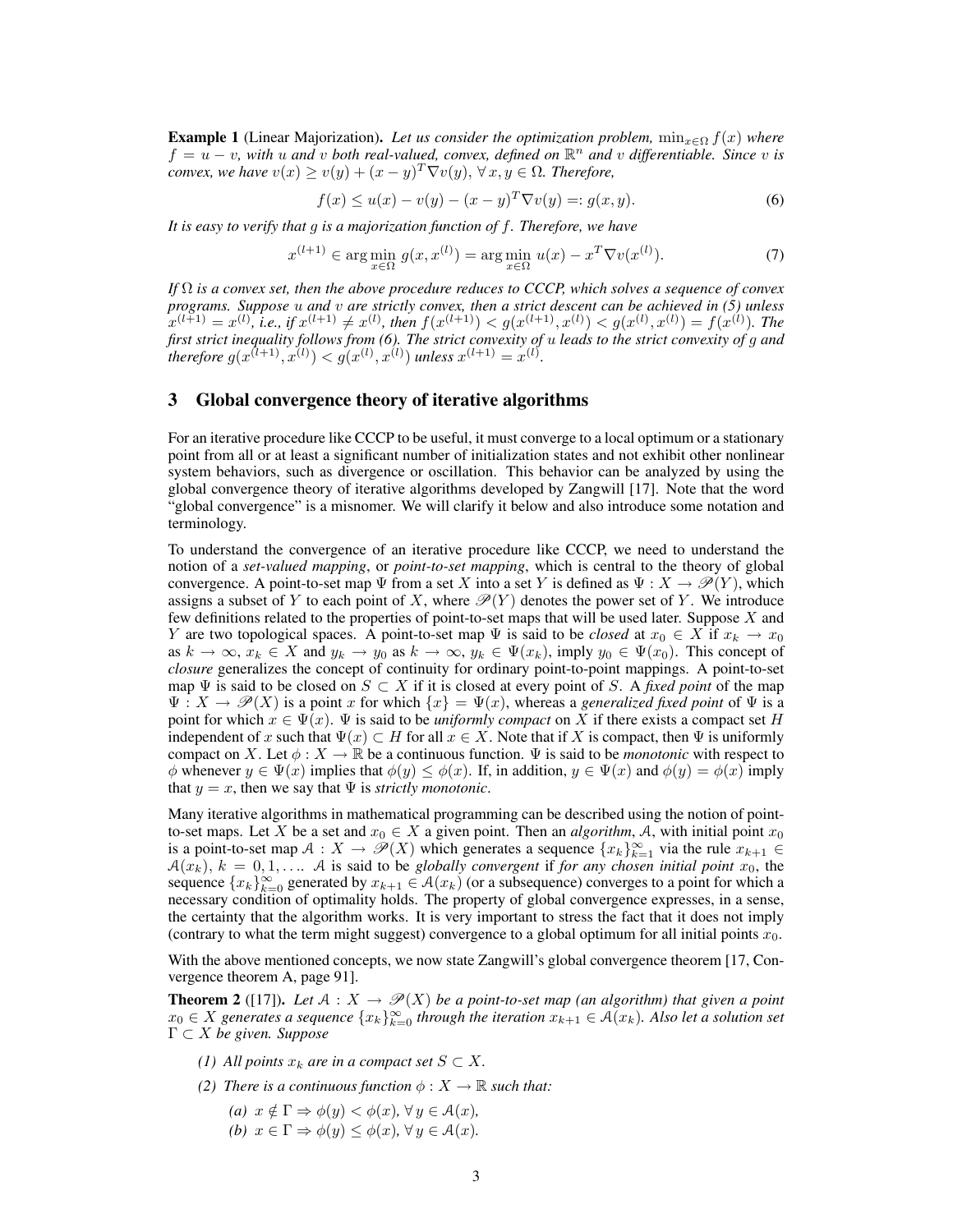**Example 1** (Linear Majorization). *Let us consider the optimization problem,* $\min_{x\in\Omega} f(x)$ *where* $f = u - v$*, with* $u$ *and* $v$ *both real-valued, convex, defined on* $\mathbb{R}^n$ *and* $v$ *differentiable. Since* $v$ *is convex, we have* $v(x) \geq v(y) + (x-y)^T\nabla v(y)$, $\forall\, x, y \in \Omega$*. Therefore,*

$$f(x) \leq u(x) - v(y) - (x-y)^T\nabla v(y) =: g(x, y). \tag{6}$$

*It is easy to verify that* $g$ *is a majorization function of* $f$*. Therefore, we have*

$$x^{(l+1)} \in \arg\min_{x\in\Omega} g(x, x^{(l)}) = \arg\min_{x\in\Omega} u(x) - x^T\nabla v(x^{(l)}). \tag{7}$$

*If* $\Omega$ *is a convex set, then the above procedure reduces to CCCP, which solves a sequence of convex programs. Suppose* $u$ *and* $v$ *are strictly convex, then a strict descent can be achieved in (5) unless* $x^{(l+1)} = x^{(l)}$*, i.e., if* $x^{(l+1)} \neq x^{(l)}$*, then* $f(x^{(l+1)}) < g(x^{(l+1)}, x^{(l)}) < g(x^{(l)}, x^{(l)}) = f(x^{(l)})$*. The first strict inequality follows from (6). The strict convexity of* $u$ *leads to the strict convexity of* $g$ *and therefore* $g(x^{(l+1)}, x^{(l)}) < g(x^{(l)}, x^{(l)})$ *unless* $x^{(l+1)} = x^{(l)}$*.*

## 3 Global convergence theory of iterative algorithms

For an iterative procedure like CCCP to be useful, it must converge to a local optimum or a stationary point from all or at least a significant number of initialization states and not exhibit other nonlinear system behaviors, such as divergence or oscillation. This behavior can be analyzed by using the global convergence theory of iterative algorithms developed by Zangwill [17]. Note that the word "global convergence" is a misnomer. We will clarify it below and also introduce some notation and terminology.

To understand the convergence of an iterative procedure like CCCP, we need to understand the notion of a *set-valued mapping*, or *point-to-set mapping*, which is central to the theory of global convergence. A point-to-set map $\Psi$ from a set $X$ into a set $Y$ is defined as $\Psi : X \to \mathscr{P}(Y)$, which assigns a subset of $Y$ to each point of $X$, where $\mathscr{P}(Y)$ denotes the power set of $Y$. We introduce few definitions related to the properties of point-to-set maps that will be used later. Suppose $X$ and $Y$ are two topological spaces. A point-to-set map $\Psi$ is said to be *closed* at $x_0 \in X$ if $x_k \to x_0$ as $k \to \infty$, $x_k \in X$ and $y_k \to y_0$ as $k \to \infty$, $y_k \in \Psi(x_k)$, imply $y_0 \in \Psi(x_0)$. This concept of *closure* generalizes the concept of continuity for ordinary point-to-point mappings. A point-to-set map $\Psi$ is said to be closed on $S \subset X$ if it is closed at every point of $S$. A *fixed point* of the map $\Psi : X \to \mathscr{P}(X)$ is a point $x$ for which $\{x\} = \Psi(x)$, whereas a *generalized fixed point* of $\Psi$ is a point for which $x \in \Psi(x)$. $\Psi$ is said to be *uniformly compact* on $X$ if there exists a compact set $H$ independent of $x$ such that $\Psi(x) \subset H$ for all $x \in X$. Note that if $X$ is compact, then $\Psi$ is uniformly compact on $X$. Let $\phi : X \to \mathbb{R}$ be a continuous function. $\Psi$ is said to be *monotonic* with respect to $\phi$ whenever $y \in \Psi(x)$ implies that $\phi(y) \leq \phi(x)$. If, in addition, $y \in \Psi(x)$ and $\phi(y) = \phi(x)$ imply that $y = x$, then we say that $\Psi$ is *strictly monotonic*.

Many iterative algorithms in mathematical programming can be described using the notion of point-to-set maps. Let $X$ be a set and $x_0 \in X$ a given point. Then an *algorithm*, $\mathcal{A}$, with initial point $x_0$ is a point-to-set map $\mathcal{A} : X \to \mathscr{P}(X)$ which generates a sequence $\{x_k\}_{k=1}^{\infty}$ via the rule $x_{k+1} \in \mathcal{A}(x_k)$, $k = 0, 1, \ldots$. $\mathcal{A}$ is said to be *globally convergent* if *for any chosen initial point* $x_0$, the sequence $\{x_k\}_{k=0}^{\infty}$ generated by $x_{k+1} \in \mathcal{A}(x_k)$ (or a subsequence) converges to a point for which a necessary condition of optimality holds. The property of global convergence expresses, in a sense, the certainty that the algorithm works. It is very important to stress the fact that it does not imply (contrary to what the term might suggest) convergence to a global optimum for all initial points $x_0$.

With the above mentioned concepts, we now state Zangwill's global convergence theorem [17, Convergence theorem A, page 91].

**Theorem 2** ([17]). *Let* $\mathcal{A} : X \to \mathscr{P}(X)$ *be a point-to-set map (an algorithm) that given a point* $x_0 \in X$ *generates a sequence* $\{x_k\}_{k=0}^{\infty}$ *through the iteration* $x_{k+1} \in \mathcal{A}(x_k)$*. Also let a solution set* $\Gamma \subset X$ *be given. Suppose*

*(1) All points* $x_k$ *are in a compact set* $S \subset X$*.*

*(2) There is a continuous function* $\phi : X \to \mathbb{R}$ *such that:*

*(a)* $x \notin \Gamma \Rightarrow \phi(y) < \phi(x)$, $\forall\, y \in \mathcal{A}(x)$*,*

*(b)* $x \in \Gamma \Rightarrow \phi(y) \leq \phi(x)$, $\forall\, y \in \mathcal{A}(x)$*.*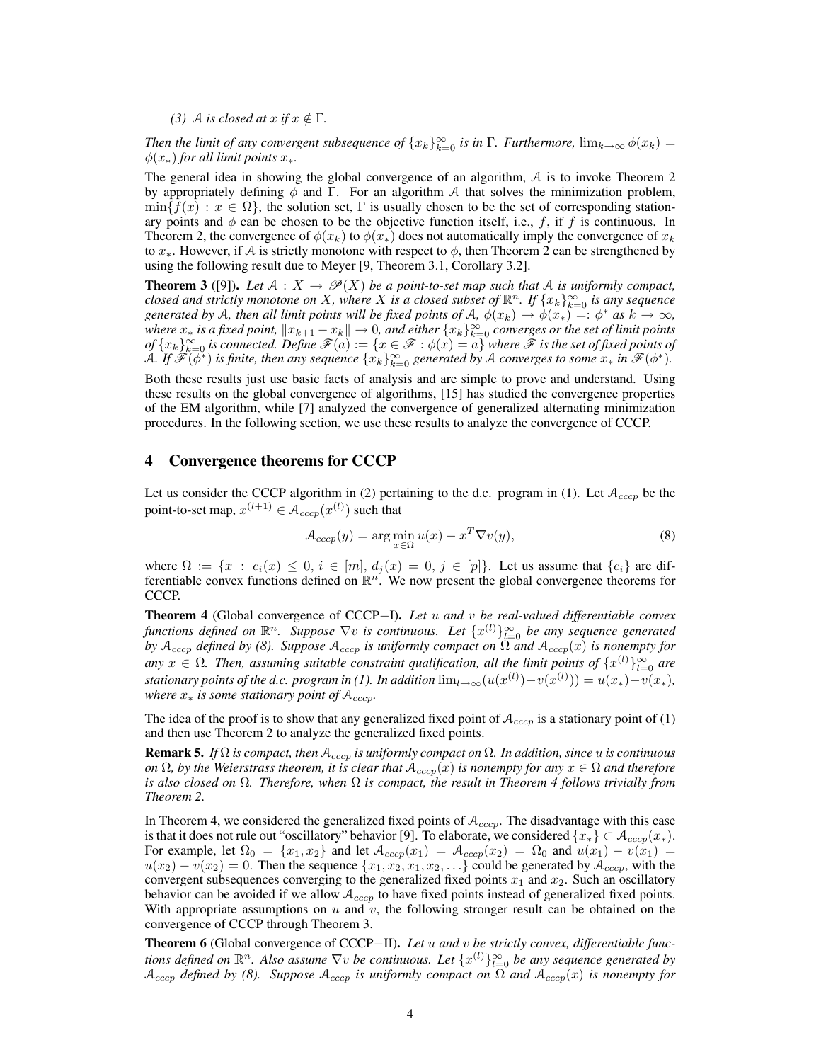*(3) $\mathcal{A}$ is closed at $x$ if $x \notin \Gamma$.*

*Then the limit of any convergent subsequence of $\{x_k\}_{k=0}^\infty$ is in $\Gamma$. Furthermore, $\lim_{k\to\infty} \phi(x_k) = \phi(x_*)$ for all limit points $x_*$.*

The general idea in showing the global convergence of an algorithm, $\mathcal{A}$ is to invoke Theorem 2 by appropriately defining $\phi$ and $\Gamma$. For an algorithm $\mathcal{A}$ that solves the minimization problem, $\min\{f(x) : x \in \Omega\}$, the solution set, $\Gamma$ is usually chosen to be the set of corresponding stationary points and $\phi$ can be chosen to be the objective function itself, i.e., $f$, if $f$ is continuous. In Theorem 2, the convergence of $\phi(x_k)$ to $\phi(x_*)$ does not automatically imply the convergence of $x_k$ to $x_*$. However, if $\mathcal{A}$ is strictly monotone with respect to $\phi$, then Theorem 2 can be strengthened by using the following result due to Meyer [9, Theorem 3.1, Corollary 3.2].

**Theorem 3** ([9]). *Let $\mathcal{A} : X \to \mathscr{P}(X)$ be a point-to-set map such that $\mathcal{A}$ is uniformly compact, closed and strictly monotone on $X$, where $X$ is a closed subset of $\mathbb{R}^n$. If $\{x_k\}_{k=0}^\infty$ is any sequence generated by $\mathcal{A}$, then all limit points will be fixed points of $\mathcal{A}$, $\phi(x_k) \to \phi(x_*) =: \phi^*$ as $k \to \infty$, where $x_*$ is a fixed point, $\|x_{k+1} - x_k\| \to 0$, and either $\{x_k\}_{k=0}^\infty$ converges or the set of limit points of $\{x_k\}_{k=0}^\infty$ is connected. Define $\mathscr{F}(a) := \{x \in \mathscr{F} : \phi(x) = a\}$ where $\mathscr{F}$ is the set of fixed points of $\mathcal{A}$. If $\mathscr{F}(\phi^*)$ is finite, then any sequence $\{x_k\}_{k=0}^\infty$ generated by $\mathcal{A}$ converges to some $x_*$ in $\mathscr{F}(\phi^*)$.*

Both these results just use basic facts of analysis and are simple to prove and understand. Using these results on the global convergence of algorithms, [15] has studied the convergence properties of the EM algorithm, while [7] analyzed the convergence of generalized alternating minimization procedures. In the following section, we use these results to analyze the convergence of CCCP.

## 4 Convergence theorems for CCCP

Let us consider the CCCP algorithm in (2) pertaining to the d.c. program in (1). Let $\mathcal{A}_{cccp}$ be the point-to-set map, $x^{(l+1)} \in \mathcal{A}_{cccp}(x^{(l)})$ such that

$$\mathcal{A}_{cccp}(y) = \arg\min_{x\in\Omega} u(x) - x^T \nabla v(y), \tag{8}$$

where $\Omega := \{x : c_i(x) \leq 0, i \in [m], d_j(x) = 0, j \in [p]\}$. Let us assume that $\{c_i\}$ are differentiable convex functions defined on $\mathbb{R}^n$. We now present the global convergence theorems for CCCP.

**Theorem 4** (Global convergence of CCCP−I). *Let $u$ and $v$ be real-valued differentiable convex functions defined on $\mathbb{R}^n$. Suppose $\nabla v$ is continuous. Let $\{x^{(l)}\}_{l=0}^\infty$ be any sequence generated by $\mathcal{A}_{cccp}$ defined by (8). Suppose $\mathcal{A}_{cccp}$ is uniformly compact on $\Omega$ and $\mathcal{A}_{cccp}(x)$ is nonempty for any $x \in \Omega$. Then, assuming suitable constraint qualification, all the limit points of $\{x^{(l)}\}_{l=0}^\infty$ are stationary points of the d.c. program in (1). In addition $\lim_{l\to\infty}(u(x^{(l)}) - v(x^{(l)})) = u(x_*) - v(x_*)$, where $x_*$ is some stationary point of $\mathcal{A}_{cccp}$.*

The idea of the proof is to show that any generalized fixed point of $\mathcal{A}_{cccp}$ is a stationary point of (1) and then use Theorem 2 to analyze the generalized fixed points.

**Remark 5.** *If $\Omega$ is compact, then $\mathcal{A}_{cccp}$ is uniformly compact on $\Omega$. In addition, since $u$ is continuous on $\Omega$, by the Weierstrass theorem, it is clear that $\mathcal{A}_{cccp}(x)$ is nonempty for any $x \in \Omega$ and therefore is also closed on $\Omega$. Therefore, when $\Omega$ is compact, the result in Theorem 4 follows trivially from Theorem 2.*

In Theorem 4, we considered the generalized fixed points of $\mathcal{A}_{cccp}$. The disadvantage with this case is that it does not rule out "oscillatory" behavior [9]. To elaborate, we considered $\{x_*\} \subset \mathcal{A}_{cccp}(x_*)$. For example, let $\Omega_0 = \{x_1, x_2\}$ and let $\mathcal{A}_{cccp}(x_1) = \mathcal{A}_{cccp}(x_2) = \Omega_0$ and $u(x_1) - v(x_1) = u(x_2) - v(x_2) = 0$. Then the sequence $\{x_1, x_2, x_1, x_2, \ldots\}$ could be generated by $\mathcal{A}_{cccp}$, with the convergent subsequences converging to the generalized fixed points $x_1$ and $x_2$. Such an oscillatory behavior can be avoided if we allow $\mathcal{A}_{cccp}$ to have fixed points instead of generalized fixed points. With appropriate assumptions on $u$ and $v$, the following stronger result can be obtained on the convergence of CCCP through Theorem 3.

**Theorem 6** (Global convergence of CCCP−II). *Let $u$ and $v$ be strictly convex, differentiable functions defined on $\mathbb{R}^n$. Also assume $\nabla v$ be continuous. Let $\{x^{(l)}\}_{l=0}^\infty$ be any sequence generated by $\mathcal{A}_{cccp}$ defined by (8). Suppose $\mathcal{A}_{cccp}$ is uniformly compact on $\Omega$ and $\mathcal{A}_{cccp}(x)$ is nonempty for*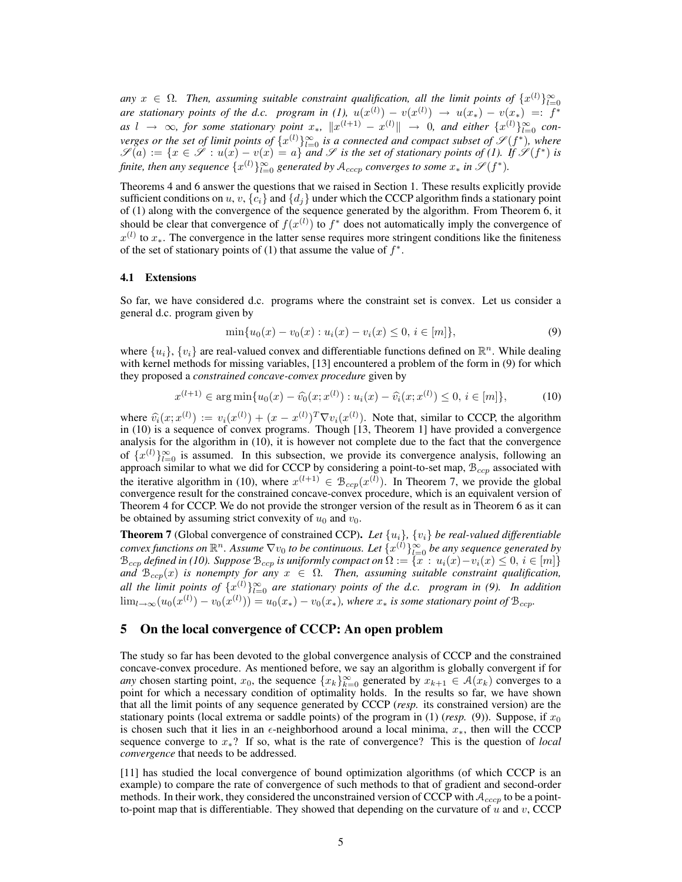*any $x \in \Omega$. Then, assuming suitable constraint qualification, all the limit points of $\{x^{(l)}\}_{l=0}^{\infty}$ are stationary points of the d.c. program in (1), $u(x^{(l)}) - v(x^{(l)}) \to u(x_*) - v(x_*) =: f^*$ as $l \to \infty$, for some stationary point $x_*$, $\|x^{(l+1)} - x^{(l)}\| \to 0$, and either $\{x^{(l)}\}_{l=0}^{\infty}$ converges or the set of limit points of $\{x^{(l)}\}_{l=0}^{\infty}$ is a connected and compact subset of $\mathscr{S}(f^*)$, where $\mathscr{S}(a) := \{x \in \mathscr{S} : u(x) - v(x) = a\}$ and $\mathscr{S}$ is the set of stationary points of (1). If $\mathscr{S}(f^*)$ is finite, then any sequence $\{x^{(l)}\}_{l=0}^{\infty}$ generated by $\mathcal{A}_{cccp}$ converges to some $x_*$ in $\mathscr{S}(f^*)$.*

Theorems 4 and 6 answer the questions that we raised in Section 1. These results explicitly provide sufficient conditions on $u$, $v$, $\{c_i\}$ and $\{d_j\}$ under which the CCCP algorithm finds a stationary point of (1) along with the convergence of the sequence generated by the algorithm. From Theorem 6, it should be clear that convergence of $f(x^{(l)})$ to $f^*$ does not automatically imply the convergence of $x^{(l)}$ to $x_*$. The convergence in the latter sense requires more stringent conditions like the finiteness of the set of stationary points of (1) that assume the value of $f^*$.

### 4.1 Extensions

So far, we have considered d.c. programs where the constraint set is convex. Let us consider a general d.c. program given by

$$\min\{u_0(x) - v_0(x) : u_i(x) - v_i(x) \le 0,\ i \in [m]\}, \tag{9}$$

where $\{u_i\}$, $\{v_i\}$ are real-valued convex and differentiable functions defined on $\mathbb{R}^n$. While dealing with kernel methods for missing variables, [13] encountered a problem of the form in (9) for which they proposed a *constrained concave-convex procedure* given by

$$x^{(l+1)} \in \arg\min\{u_0(x) - \widehat{v}_0(x; x^{(l)}) : u_i(x) - \widehat{v}_i(x; x^{(l)}) \le 0,\ i \in [m]\}, \tag{10}$$

where $\widehat{v}_i(x; x^{(l)}) := v_i(x^{(l)}) + (x - x^{(l)})^T \nabla v_i(x^{(l)})$. Note that, similar to CCCP, the algorithm in (10) is a sequence of convex programs. Though [13, Theorem 1] have provided a convergence analysis for the algorithm in (10), it is however not complete due to the fact that the convergence of $\{x^{(l)}\}_{l=0}^{\infty}$ is assumed. In this subsection, we provide its convergence analysis, following an approach similar to what we did for CCCP by considering a point-to-set map, $\mathcal{B}_{ccp}$ associated with the iterative algorithm in (10), where $x^{(l+1)} \in \mathcal{B}_{ccp}(x^{(l)})$. In Theorem 7, we provide the global convergence result for the constrained concave-convex procedure, which is an equivalent version of Theorem 4 for CCCP. We do not provide the stronger version of the result as in Theorem 6 as it can be obtained by assuming strict convexity of $u_0$ and $v_0$.

**Theorem 7** (Global convergence of constrained CCP). *Let $\{u_i\}$, $\{v_i\}$ be real-valued differentiable convex functions on $\mathbb{R}^n$. Assume $\nabla v_0$ to be continuous. Let $\{x^{(l)}\}_{l=0}^{\infty}$ be any sequence generated by $\mathcal{B}_{ccp}$ defined in (10). Suppose $\mathcal{B}_{ccp}$ is uniformly compact on $\Omega := \{x : u_i(x) - v_i(x) \le 0,\ i \in [m]\}$ and $\mathcal{B}_{ccp}(x)$ is nonempty for any $x \in \Omega$. Then, assuming suitable constraint qualification, all the limit points of $\{x^{(l)}\}_{l=0}^{\infty}$ are stationary points of the d.c. program in (9). In addition $\lim_{l\to\infty}(u_0(x^{(l)}) - v_0(x^{(l)})) = u_0(x_*) - v_0(x_*)$, where $x_*$ is some stationary point of $\mathcal{B}_{ccp}$.*

## 5 On the local convergence of CCCP: An open problem

The study so far has been devoted to the global convergence analysis of CCCP and the constrained concave-convex procedure. As mentioned before, we say an algorithm is globally convergent if for *any* chosen starting point, $x_0$, the sequence $\{x_k\}_{k=0}^{\infty}$ generated by $x_{k+1} \in \mathcal{A}(x_k)$ converges to a point for which a necessary condition of optimality holds. In the results so far, we have shown that all the limit points of any sequence generated by CCCP (*resp.* its constrained version) are the stationary points (local extrema or saddle points) of the program in (1) (*resp.* (9)). Suppose, if $x_0$ is chosen such that it lies in an $\epsilon$-neighborhood around a local minima, $x_*$, then will the CCCP sequence converge to $x_*$? If so, what is the rate of convergence? This is the question of *local convergence* that needs to be addressed.

[11] has studied the local convergence of bound optimization algorithms (of which CCCP is an example) to compare the rate of convergence of such methods to that of gradient and second-order methods. In their work, they considered the unconstrained version of CCCP with $\mathcal{A}_{cccp}$ to be a point-to-point map that is differentiable. They showed that depending on the curvature of $u$ and $v$, CCCP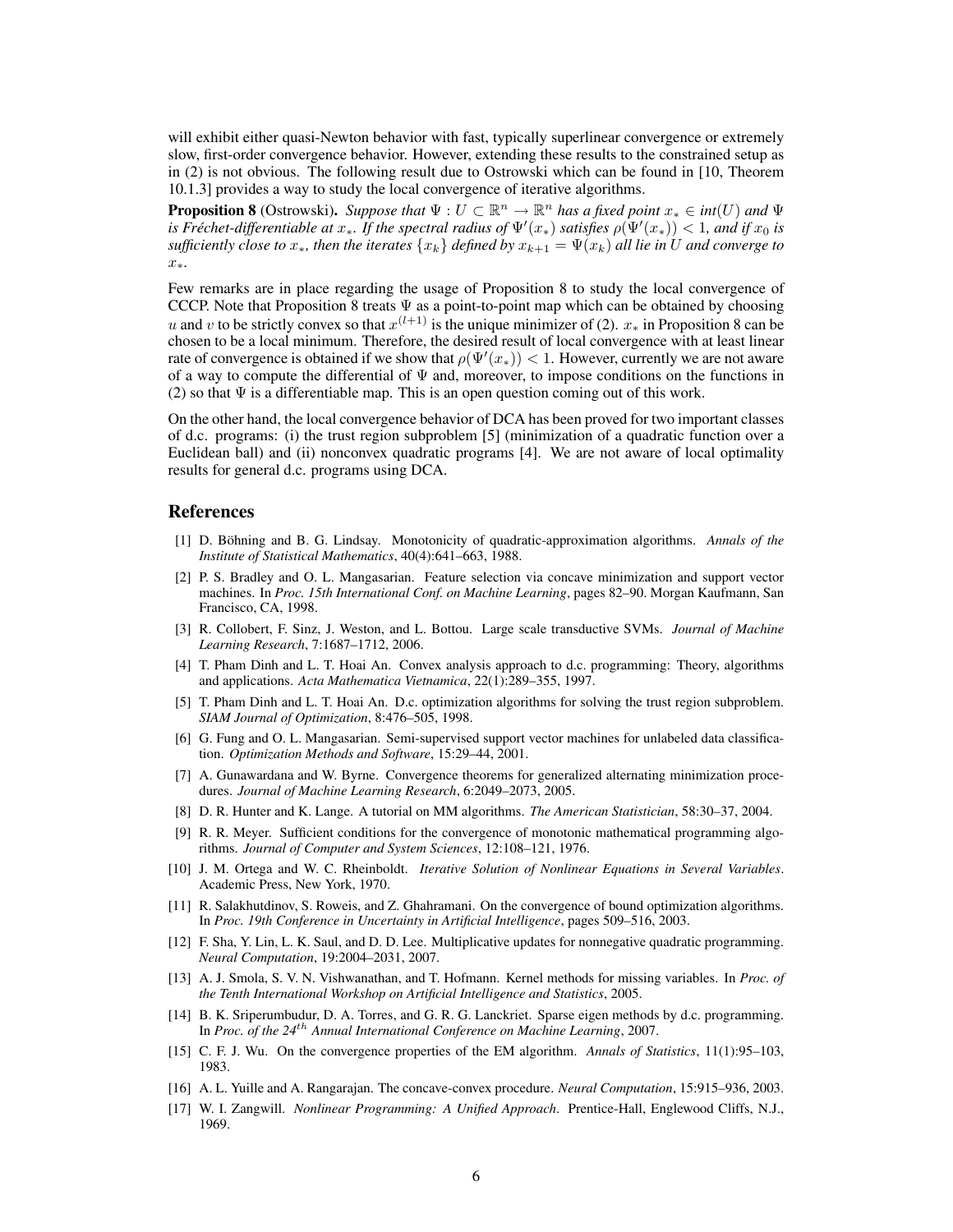will exhibit either quasi-Newton behavior with fast, typically superlinear convergence or extremely slow, first-order convergence behavior. However, extending these results to the constrained setup as in (2) is not obvious. The following result due to Ostrowski which can be found in [10, Theorem 10.1.3] provides a way to study the local convergence of iterative algorithms.

**Proposition 8** (Ostrowski). *Suppose that $\Psi : U \subset \mathbb{R}^n \to \mathbb{R}^n$ has a fixed point $x_* \in int(U)$ and $\Psi$ is Fréchet-differentiable at $x_*$. If the spectral radius of $\Psi'(x_*)$ satisfies $\rho(\Psi'(x_*)) < 1$, and if $x_0$ is sufficiently close to $x_*$, then the iterates $\{x_k\}$ defined by $x_{k+1} = \Psi(x_k)$ all lie in $U$ and converge to $x_*$.*

Few remarks are in place regarding the usage of Proposition 8 to study the local convergence of CCCP. Note that Proposition 8 treats $\Psi$ as a point-to-point map which can be obtained by choosing $u$ and $v$ to be strictly convex so that $x^{(l+1)}$ is the unique minimizer of (2). $x_*$ in Proposition 8 can be chosen to be a local minimum. Therefore, the desired result of local convergence with at least linear rate of convergence is obtained if we show that $\rho(\Psi'(x_*)) < 1$. However, currently we are not aware of a way to compute the differential of $\Psi$ and, moreover, to impose conditions on the functions in (2) so that $\Psi$ is a differentiable map. This is an open question coming out of this work.

On the other hand, the local convergence behavior of DCA has been proved for two important classes of d.c. programs: (i) the trust region subproblem [5] (minimization of a quadratic function over a Euclidean ball) and (ii) nonconvex quadratic programs [4]. We are not aware of local optimality results for general d.c. programs using DCA.

## References

[1] D. Böhning and B. G. Lindsay. Monotonicity of quadratic-approximation algorithms. *Annals of the Institute of Statistical Mathematics*, 40(4):641–663, 1988.

[2] P. S. Bradley and O. L. Mangasarian. Feature selection via concave minimization and support vector machines. In *Proc. 15th International Conf. on Machine Learning*, pages 82–90. Morgan Kaufmann, San Francisco, CA, 1998.

[3] R. Collobert, F. Sinz, J. Weston, and L. Bottou. Large scale transductive SVMs. *Journal of Machine Learning Research*, 7:1687–1712, 2006.

[4] T. Pham Dinh and L. T. Hoai An. Convex analysis approach to d.c. programming: Theory, algorithms and applications. *Acta Mathematica Vietnamica*, 22(1):289–355, 1997.

[5] T. Pham Dinh and L. T. Hoai An. D.c. optimization algorithms for solving the trust region subproblem. *SIAM Journal of Optimization*, 8:476–505, 1998.

[6] G. Fung and O. L. Mangasarian. Semi-supervised support vector machines for unlabeled data classification. *Optimization Methods and Software*, 15:29–44, 2001.

[7] A. Gunawardana and W. Byrne. Convergence theorems for generalized alternating minimization procedures. *Journal of Machine Learning Research*, 6:2049–2073, 2005.

[8] D. R. Hunter and K. Lange. A tutorial on MM algorithms. *The American Statistician*, 58:30–37, 2004.

[9] R. R. Meyer. Sufficient conditions for the convergence of monotonic mathematical programming algorithms. *Journal of Computer and System Sciences*, 12:108–121, 1976.

[10] J. M. Ortega and W. C. Rheinboldt. *Iterative Solution of Nonlinear Equations in Several Variables*. Academic Press, New York, 1970.

[11] R. Salakhutdinov, S. Roweis, and Z. Ghahramani. On the convergence of bound optimization algorithms. In *Proc. 19th Conference in Uncertainty in Artificial Intelligence*, pages 509–516, 2003.

[12] F. Sha, Y. Lin, L. K. Saul, and D. D. Lee. Multiplicative updates for nonnegative quadratic programming. *Neural Computation*, 19:2004–2031, 2007.

[13] A. J. Smola, S. V. N. Vishwanathan, and T. Hofmann. Kernel methods for missing variables. In *Proc. of the Tenth International Workshop on Artificial Intelligence and Statistics*, 2005.

[14] B. K. Sriperumbudur, D. A. Torres, and G. R. G. Lanckriet. Sparse eigen methods by d.c. programming. In *Proc. of the 24$^{th}$ Annual International Conference on Machine Learning*, 2007.

[15] C. F. J. Wu. On the convergence properties of the EM algorithm. *Annals of Statistics*, 11(1):95–103, 1983.

[16] A. L. Yuille and A. Rangarajan. The concave-convex procedure. *Neural Computation*, 15:915–936, 2003.

[17] W. I. Zangwill. *Nonlinear Programming: A Unified Approach*. Prentice-Hall, Englewood Cliffs, N.J., 1969.